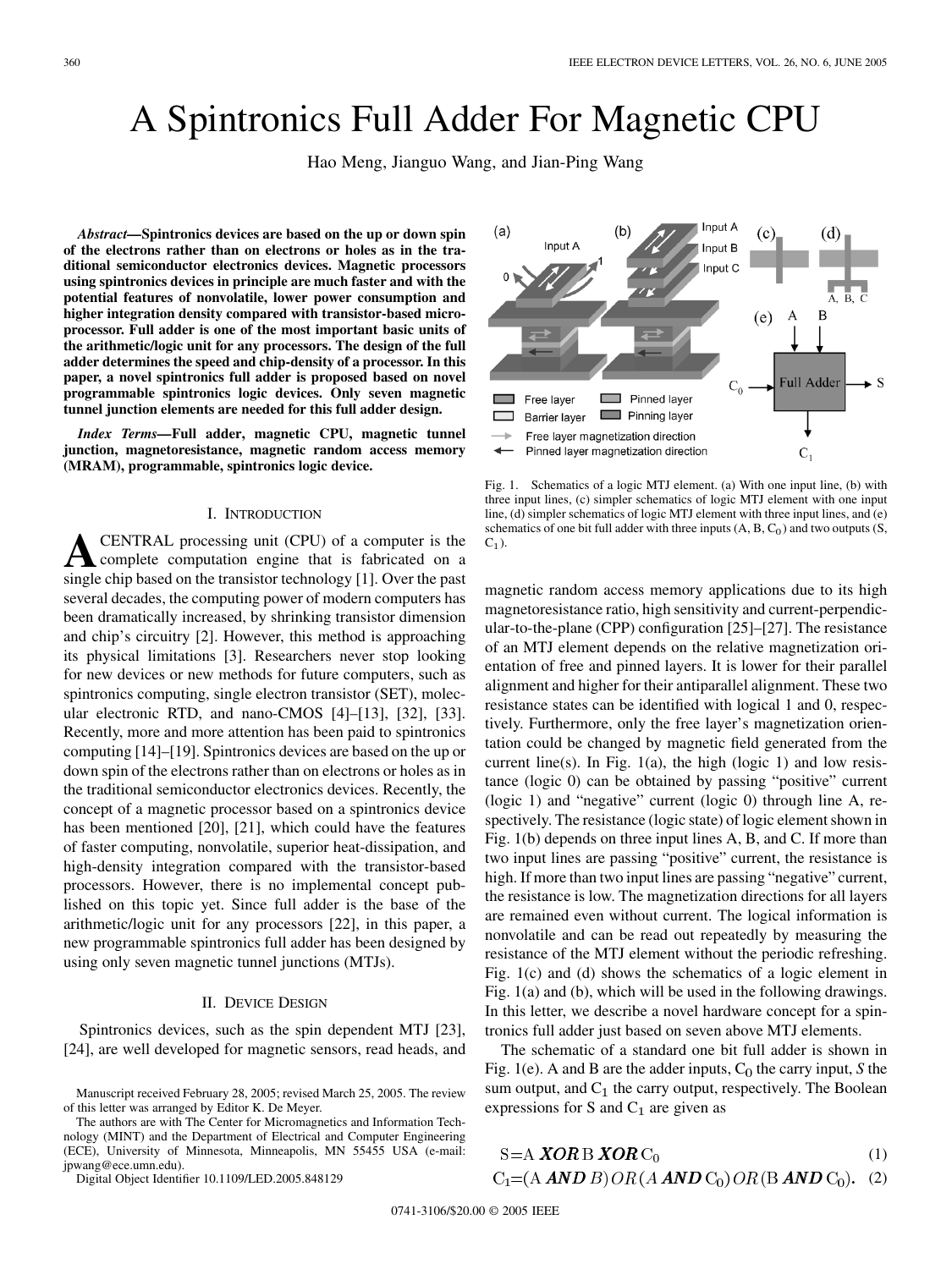# A Spintronics Full Adder For Magnetic CPU

Hao Meng, Jianguo Wang, and Jian-Ping Wang

***Abstract*—Spintronics devices are based on the up or down spin of the electrons rather than on electrons or holes as in the traditional semiconductor electronics devices. Magnetic processors using spintronics devices in principle are much faster and with the potential features of nonvolatile, lower power consumption and higher integration density compared with transistor-based microprocessor. Full adder is one of the most important basic units of the arithmetic/logic unit for any processors. The design of the full adder determines the speed and chip-density of a processor. In this paper, a novel spintronics full adder is proposed based on novel programmable spintronics logic devices. Only seven magnetic tunnel junction elements are needed for this full adder design.**

***Index Terms*—Full adder, magnetic CPU, magnetic tunnel junction, magnetoresistance, magnetic random access memory (MRAM), programmable, spintronics logic device.**

## I. Introduction

A CENTRAL processing unit (CPU) of a computer is the complete computation engine that is fabricated on a single chip based on the transistor technology [1]. Over the past several decades, the computing power of modern computers has been dramatically increased, by shrinking transistor dimension and chip's circuitry [2]. However, this method is approaching its physical limitations [3]. Researchers never stop looking for new devices or new methods for future computers, such as spintronics computing, single electron transistor (SET), molecular electronic RTD, and nano-CMOS [4]–[13], [32], [33]. Recently, more and more attention has been paid to spintronics computing [14]–[19]. Spintronics devices are based on the up or down spin of the electrons rather than on electrons or holes as in the traditional semiconductor electronics devices. Recently, the concept of a magnetic processor based on a spintronics device has been mentioned [20], [21], which could have the features of faster computing, nonvolatile, superior heat-dissipation, and high-density integration compared with the transistor-based processors. However, there is no implemental concept published on this topic yet. Since full adder is the base of the arithmetic/logic unit for any processors [22], in this paper, a new programmable spintronics full adder has been designed by using only seven magnetic tunnel junctions (MTJs).

## II. Device Design

Spintronics devices, such as the spin dependent MTJ [23], [24], are well developed for magnetic sensors, read heads, and magnetic random access memory applications due to its high magnetoresistance ratio, high sensitivity and current-perpendicular-to-the-plane (CPP) configuration [25]–[27]. The resistance of an MTJ element depends on the relative magnetization orientation of free and pinned layers. It is lower for their parallel alignment and higher for their antiparallel alignment. These two resistance states can be identified with logical 1 and 0, respectively. Furthermore, only the free layer's magnetization orientation could be changed by magnetic field generated from the current line(s). In Fig. 1(a), the high (logic 1) and low resistance (logic 0) can be obtained by passing "positive" current (logic 1) and "negative" current (logic 0) through line A, respectively. The resistance (logic state) of logic element shown in Fig. 1(b) depends on three input lines A, B, and C. If more than two input lines are passing "positive" current, the resistance is high. If more than two input lines are passing "negative" current, the resistance is low. The magnetization directions for all layers are remained even without current. The logical information is nonvolatile and can be read out repeatedly by measuring the resistance of the MTJ element without the periodic refreshing. Fig. 1(c) and (d) shows the schematics of a logic element in Fig. 1(a) and (b), which will be used in the following drawings. In this letter, we describe a novel hardware concept for a spintronics full adder just based on seven above MTJ elements.

Fig. 1. Schematics of a logic MTJ element. (a) With one input line, (b) with three input lines, (c) simpler schematics of logic MTJ element with one input line, (d) simpler schematics of logic MTJ element with three input lines, and (e) schematics of one bit full adder with three inputs (A, B, $C_0$) and two outputs (S, $C_1$).

The schematic of a standard one bit full adder is shown in Fig. 1(e). A and B are the adder inputs, $C_0$ the carry input, *S* the sum output, and $C_1$ the carry output, respectively. The Boolean expressions for S and $C_1$ are given as

$$S = A \ \boldsymbol{XOR}\ B \ \boldsymbol{XOR}\ C_0 \tag{1}$$

$$C_1 = (A \ \boldsymbol{AND}\ B)\ OR\ (A \ \boldsymbol{AND}\ C_0)\ OR\ (B \ \boldsymbol{AND}\ C_0). \tag{2}$$

Manuscript received February 28, 2005; revised March 25, 2005. The review of this letter was arranged by Editor K. De Meyer.

The authors are with The Center for Micromagnetics and Information Technology (MINT) and the Department of Electrical and Computer Engineering (ECE), University of Minnesota, Minneapolis, MN 55455 USA (e-mail: jpwang@ece.umn.edu).

Digital Object Identifier 10.1109/LED.2005.848129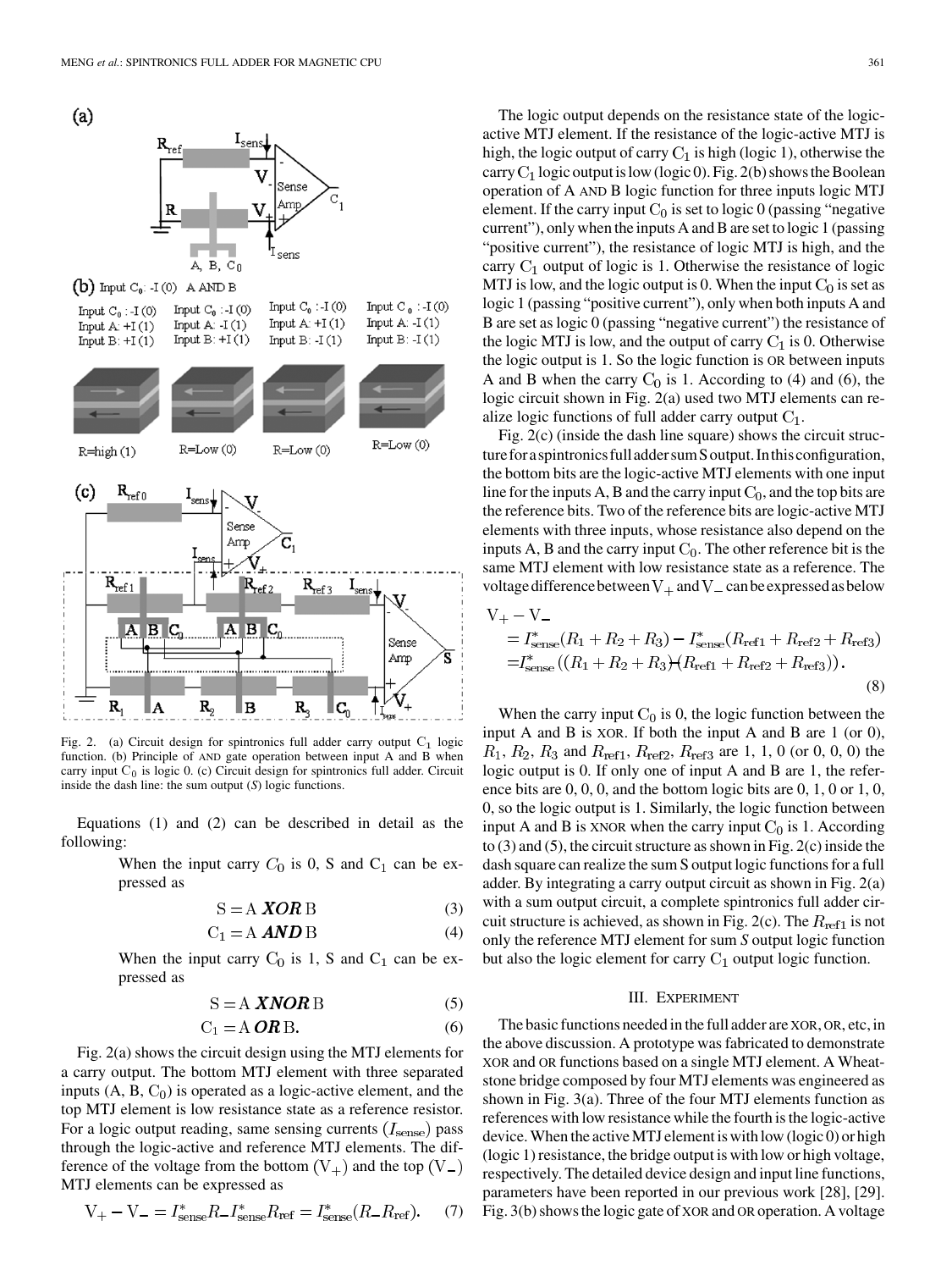Fig. 2. (a) Circuit design for spintronics full adder carry output $C_1$ logic function. (b) Principle of AND gate operation between input A and B when carry input $C_0$ is logic 0. (c) Circuit design for spintronics full adder. Circuit inside the dash line: the sum output (*S*) logic functions.

Equations (1) and (2) can be described in detail as the following:

When the input carry $C_0$ is 0, S and $C_1$ can be expressed as

$$S = A \; \boldsymbol{XOR} \; B \tag{3}$$

$$C_1 = A \; \boldsymbol{AND} \; B \tag{4}$$

When the input carry $C_0$ is 1, S and $C_1$ can be expressed as

$$S = A \; \boldsymbol{XNOR} \; B \tag{5}$$

$$C_1 = A \; \boldsymbol{OR} \; B. \tag{6}$$

Fig. 2(a) shows the circuit design using the MTJ elements for a carry output. The bottom MTJ element with three separated inputs (A, B, $C_0$) is operated as a logic-active element, and the top MTJ element is low resistance state as a reference resistor. For a logic output reading, same sensing currents ($I_{\text{sense}}$) pass through the logic-active and reference MTJ elements. The difference of the voltage from the bottom ($V_+$) and the top ($V_-$) MTJ elements can be expressed as

$$V_+ - V_- = I^*_{\text{sense}} R - I^*_{\text{sense}} R_{\text{ref}} = I^*_{\text{sense}} (R - R_{\text{ref}}). \tag{7}$$

The logic output depends on the resistance state of the logic-active MTJ element. If the resistance of the logic-active MTJ is high, the logic output of carry $C_1$ is high (logic 1), otherwise the carry $C_1$ logic output is low (logic 0). Fig. 2(b) shows the Boolean operation of A AND B logic function for three inputs logic MTJ element. If the carry input $C_0$ is set to logic 0 (passing "negative current"), only when the inputs A and B are set to logic 1 (passing "positive current"), the resistance of logic MTJ is high, and the carry $C_1$ output of logic is 1. Otherwise the resistance of logic MTJ is low, and the logic output is 0. When the input $C_0$ is set as logic 1 (passing "positive current"), only when both inputs A and B are set as logic 0 (passing "negative current") the resistance of the logic MTJ is low, and the output of carry $C_1$ is 0. Otherwise the logic output is 1. So the logic function is OR between inputs A and B when the carry $C_0$ is 1. According to (4) and (6), the logic circuit shown in Fig. 2(a) used two MTJ elements can realize logic functions of full adder carry output $C_1$.

Fig. 2(c) (inside the dash line square) shows the circuit structure for a spintronics full adder sum S output. In this configuration, the bottom bits are the logic-active MTJ elements with one input line for the inputs A, B and the carry input $C_0$, and the top bits are the reference bits. Two of the reference bits are logic-active MTJ elements with three inputs, whose resistance also depend on the inputs A, B and the carry input $C_0$. The other reference bit is the same MTJ element with low resistance state as a reference. The voltage difference between $V_+$ and $V_-$ can be expressed as below

$$\begin{aligned} V_+ - V_- &= I^*_{\text{sense}} (R_1 + R_2 + R_3) - I^*_{\text{sense}} (R_{\text{ref1}} + R_{\text{ref2}} + R_{\text{ref3}}) \\ &= I^*_{\text{sense}} \left( (R_1 + R_2 + R_3) - (R_{\text{ref1}} + R_{\text{ref2}} + R_{\text{ref3}}) \right). \end{aligned} \tag{8}$$

When the carry input $C_0$ is 0, the logic function between the input A and B is XOR. If both the input A and B are 1 (or 0), $R_1$, $R_2$, $R_3$ and $R_{\text{ref1}}$, $R_{\text{ref2}}$, $R_{\text{ref3}}$ are 1, 1, 0 (or 0, 0, 0) the logic output is 0. If only one of input A and B are 1, the reference bits are 0, 0, 0, and the bottom logic bits are 0, 1, 0 or 1, 0, 0, so the logic output is 1. Similarly, the logic function between input A and B is XNOR when the carry input $C_0$ is 1. According to (3) and (5), the circuit structure as shown in Fig. 2(c) inside the dash square can realize the sum S output logic functions for a full adder. By integrating a carry output circuit as shown in Fig. 2(a) with a sum output circuit, a complete spintronics full adder circuit structure is achieved, as shown in Fig. 2(c). The $R_{\text{ref1}}$ is not only the reference MTJ element for sum *S* output logic function but also the logic element for carry $C_1$ output logic function.

## III. Experiment

The basic functions needed in the full adder are XOR, OR, etc, in the above discussion. A prototype was fabricated to demonstrate XOR and OR functions based on a single MTJ element. A Wheatstone bridge composed by four MTJ elements was engineered as shown in Fig. 3(a). Three of the four MTJ elements function as references with low resistance while the fourth is the logic-active device. When the active MTJ element is with low (logic 0) or high (logic 1) resistance, the bridge output is with low or high voltage, respectively. The detailed device design and input line functions, parameters have been reported in our previous work [28], [29]. Fig. 3(b) shows the logic gate of XOR and OR operation. A voltage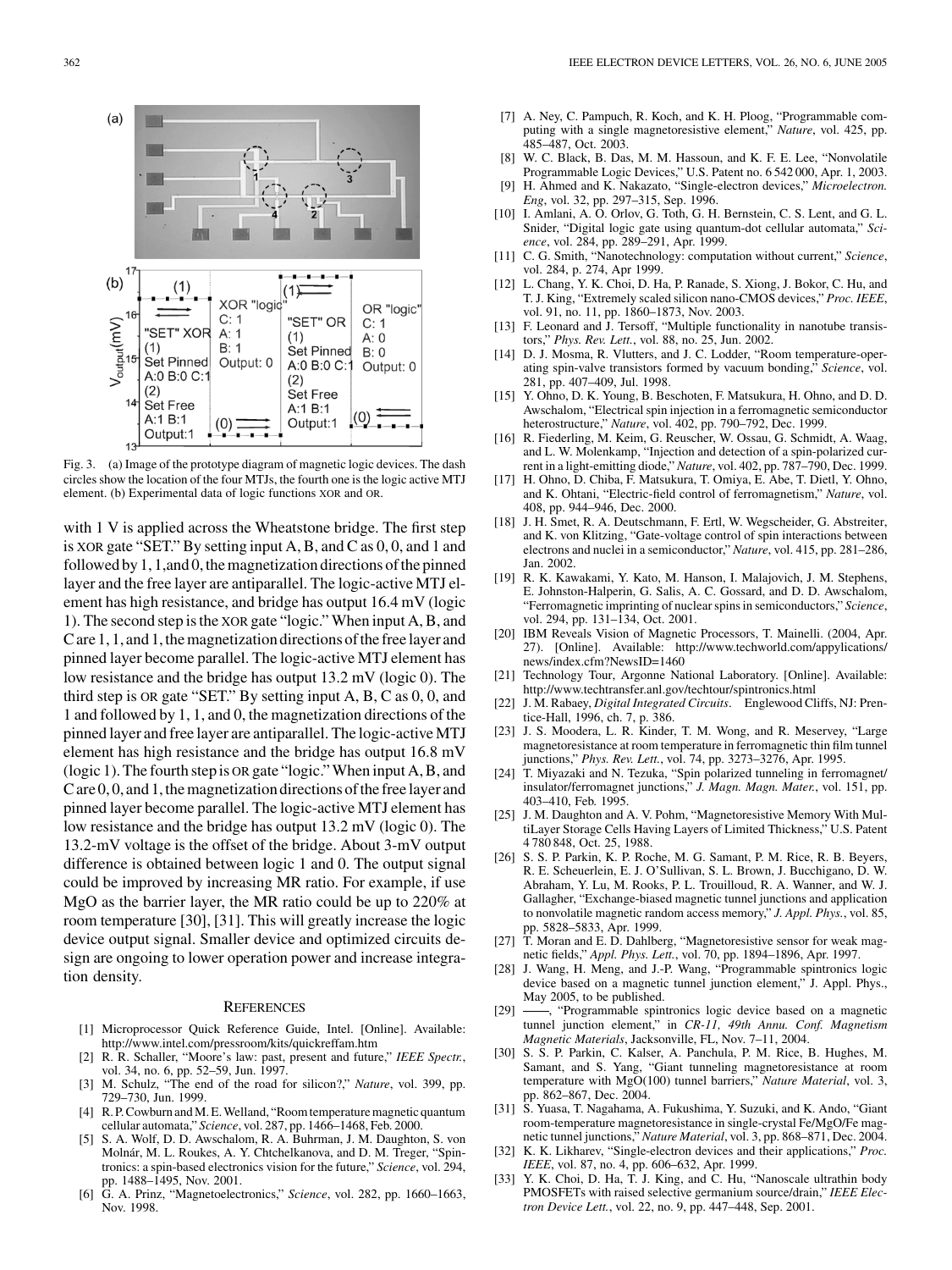(a)

1 3 4 2

(b)

$V_{output}$(mV)

17
16
15
14
13

(1)

"SET" XOR
(1)
Set Pinned
A:0 B:0 C:1
(2)
Set Free
A:1 B:1
Output:1

XOR "logic"
C: 1
A: 1
B: 1
Output: 0

(0)

(1)

"SET" OR
(1)
Set Pinned
A:0 B:0 C:1
(2)
Set Free
A:1 B:1
Output:1

OR "logic"
C: 1
A: 0
B: 0
Output: 0

(0)

Fig. 3. (a) Image of the prototype diagram of magnetic logic devices. The dash circles show the location of the four MTJs, the fourth one is the logic active MTJ element. (b) Experimental data of logic functions XOR and OR.

with 1 V is applied across the Wheatstone bridge. The first step is XOR gate "SET." By setting input A, B, and C as 0, 0, and 1 and followed by 1, 1,and 0, the magnetization directions of the pinned layer and the free layer are antiparallel. The logic-active MTJ element has high resistance, and bridge has output 16.4 mV (logic 1). The second step is the XOR gate "logic." When input A, B, and C are 1, 1, and 1, the magnetization directions of the free layer and pinned layer become parallel. The logic-active MTJ element has low resistance and the bridge has output 13.2 mV (logic 0). The third step is OR gate "SET." By setting input A, B, C as 0, 0, and 1 and followed by 1, 1, and 0, the magnetization directions of the pinned layer and free layer are antiparallel. The logic-active MTJ element has high resistance and the bridge has output 16.8 mV (logic 1). The fourth step is OR gate "logic." When input A, B, and C are 0, 0, and 1, the magnetization directions of the free layer and pinned layer become parallel. The logic-active MTJ element has low resistance and the bridge has output 13.2 mV (logic 0). The 13.2-mV voltage is the offset of the bridge. About 3-mV output difference is obtained between logic 1 and 0. The output signal could be improved by increasing MR ratio. For example, if use MgO as the barrier layer, the MR ratio could be up to 220% at room temperature [30], [31]. This will greatly increase the logic device output signal. Smaller device and optimized circuits design are ongoing to lower operation power and increase integration density.

## References

[1] Microprocessor Quick Reference Guide, Intel. [Online]. Available: http://www.intel.com/pressroom/kits/quickreffam.htm

[2] R. R. Schaller, "Moore's law: past, present and future," *IEEE Spectr.*, vol. 34, no. 6, pp. 52–59, Jun. 1997.

[3] M. Schulz, "The end of the road for silicon?," *Nature*, vol. 399, pp. 729–730, Jun. 1999.

[4] R. P. Cowburn and M. E. Welland, "Room temperature magnetic quantum cellular automata," *Science*, vol. 287, pp. 1466–1468, Feb. 2000.

[5] S. A. Wolf, D. D. Awschalom, R. A. Buhrman, J. M. Daughton, S. von Molnár, M. L. Roukes, A. Y. Chtchelkanova, and D. M. Treger, "Spintronics: a spin-based electronics vision for the future," *Science*, vol. 294, pp. 1488–1495, Nov. 2001.

[6] G. A. Prinz, "Magnetoelectronics," *Science*, vol. 282, pp. 1660–1663, Nov. 1998.

[7] A. Ney, C. Pampuch, R. Koch, and K. H. Ploog, "Programmable computing with a single magnetoresistive element," *Nature*, vol. 425, pp. 485–487, Oct. 2003.

[8] W. C. Black, B. Das, M. M. Hassoun, and K. F. E. Lee, "Nonvolatile Programmable Logic Devices," U.S. Patent no. 6 542 000, Apr. 1, 2003.

[9] H. Ahmed and K. Nakazato, "Single-electron devices," *Microelectron. Eng*, vol. 32, pp. 297–315, Sep. 1996.

[10] I. Amlani, A. O. Orlov, G. Toth, G. H. Bernstein, C. S. Lent, and G. L. Snider, "Digital logic gate using quantum-dot cellular automata," *Science*, vol. 284, pp. 289–291, Apr. 1999.

[11] C. G. Smith, "Nanotechnology: computation without current," *Science*, vol. 284, p. 274, Apr 1999.

[12] L. Chang, Y. K. Choi, D. Ha, P. Ranade, S. Xiong, J. Bokor, C. Hu, and T. J. King, "Extremely scaled silicon nano-CMOS devices," *Proc. IEEE*, vol. 91, no. 11, pp. 1860–1873, Nov. 2003.

[13] F. Leonard and J. Tersoff, "Multiple functionality in nanotube transistors," *Phys. Rev. Lett.*, vol. 88, no. 25, Jun. 2002.

[14] D. J. Mosma, R. Vlutters, and J. C. Lodder, "Room temperature-operating spin-valve transistors formed by vacuum bonding," *Science*, vol. 281, pp. 407–409, Jul. 1998.

[15] Y. Ohno, D. K. Young, B. Beschoten, F. Matsukura, H. Ohno, and D. D. Awschalom, "Electrical spin injection in a ferromagnetic semiconductor heterostructure," *Nature*, vol. 402, pp. 790–792, Dec. 1999.

[16] R. Fiederling, M. Keim, G. Reuscher, W. Ossau, G. Schmidt, A. Waag, and L. W. Molenkamp, "Injection and detection of a spin-polarized current in a light-emitting diode," *Nature*, vol. 402, pp. 787–790, Dec. 1999.

[17] H. Ohno, D. Chiba, F. Matsukura, T. Omiya, E. Abe, T. Dietl, Y. Ohno, and K. Ohtani, "Electric-field control of ferromagnetism," *Nature*, vol. 408, pp. 944–946, Dec. 2000.

[18] J. H. Smet, R. A. Deutschmann, F. Ertl, W. Wegscheider, G. Abstreiter, and K. von Klitzing, "Gate-voltage control of spin interactions between electrons and nuclei in a semiconductor," *Nature*, vol. 415, pp. 281–286, Jan. 2002.

[19] R. K. Kawakami, Y. Kato, M. Hanson, I. Malajovich, J. M. Stephens, E. Johnston-Halperin, G. Salis, A. C. Gossard, and D. D. Awschalom, "Ferromagnetic imprinting of nuclear spins in semiconductors," *Science*, vol. 294, pp. 131–134, Oct. 2001.

[20] IBM Reveals Vision of Magnetic Processors, T. Mainelli. (2004, Apr. 27). [Online]. Available: http://www.techworld.com/appylications/news/index.cfm?NewsID=1460

[21] Technology Tour, Argonne National Laboratory. [Online]. Available: http://www.techtransfer.anl.gov/techtour/spintronics.html

[22] J. M. Rabaey, *Digital Integrated Circuits*. Englewood Cliffs, NJ: Prentice-Hall, 1996, ch. 7, p. 386.

[23] J. S. Moodera, L. R. Kinder, T. M. Wong, and R. Meservey, "Large magnetoresistance at room temperature in ferromagnetic thin film tunnel junctions," *Phys. Rev. Lett.*, vol. 74, pp. 3273–3276, Apr. 1995.

[24] T. Miyazaki and N. Tezuka, "Spin polarized tunneling in ferromagnet/insulator/ferromagnet junctions," *J. Magn. Magn. Mater.*, vol. 151, pp. 403–410, Feb. 1995.

[25] J. M. Daughton and A. V. Pohm, "Magnetoresistive Memory With MultiLayer Storage Cells Having Layers of Limited Thickness," U.S. Patent 4 780 848, Oct. 25, 1988.

[26] S. S. P. Parkin, K. P. Roche, M. G. Samant, P. M. Rice, R. B. Beyers, R. E. Scheuerlein, E. J. O'Sullivan, S. L. Brown, J. Bucchigano, D. W. Abraham, Y. Lu, M. Rooks, P. L. Trouilloud, R. A. Wanner, and W. J. Gallagher, "Exchange-biased magnetic tunnel junctions and application to nonvolatile magnetic random access memory," *J. Appl. Phys.*, vol. 85, pp. 5828–5833, Apr. 1999.

[27] T. Moran and E. D. Dahlberg, "Magnetoresistive sensor for weak magnetic fields," *Appl. Phys. Lett.*, vol. 70, pp. 1894–1896, Apr. 1997.

[28] J. Wang, H. Meng, and J.-P. Wang, "Programmable spintronics logic device based on a magnetic tunnel junction element," J. Appl. Phys., May 2005, to be published.

[29] ——, "Programmable spintronics logic device based on a magnetic tunnel junction element," in *CR-11, 49th Annu. Conf. Magnetism Magnetic Materials*, Jacksonville, FL, Nov. 7–11, 2004.

[30] S. S. P. Parkin, C. Kalser, A. Panchula, P. M. Rice, B. Hughes, M. Samant, and S. Yang, "Giant tunneling magnetoresistance at room temperature with MgO(100) tunnel barriers," *Nature Material*, vol. 3, pp. 862–867, Dec. 2004.

[31] S. Yuasa, T. Nagahama, A. Fukushima, Y. Suzuki, and K. Ando, "Giant room-temperature magnetoresistance in single-crystal Fe/MgO/Fe magnetic tunnel junctions," *Nature Material*, vol. 3, pp. 868–871, Dec. 2004.

[32] K. K. Likharev, "Single-electron devices and their applications," *Proc. IEEE*, vol. 87, no. 4, pp. 606–632, Apr. 1999.

[33] Y. K. Choi, D. Ha, T. J. King, and C. Hu, "Nanoscale ultrathin body PMOSFETs with raised selective germanium source/drain," *IEEE Electron Device Lett.*, vol. 22, no. 9, pp. 447–448, Sep. 2001.